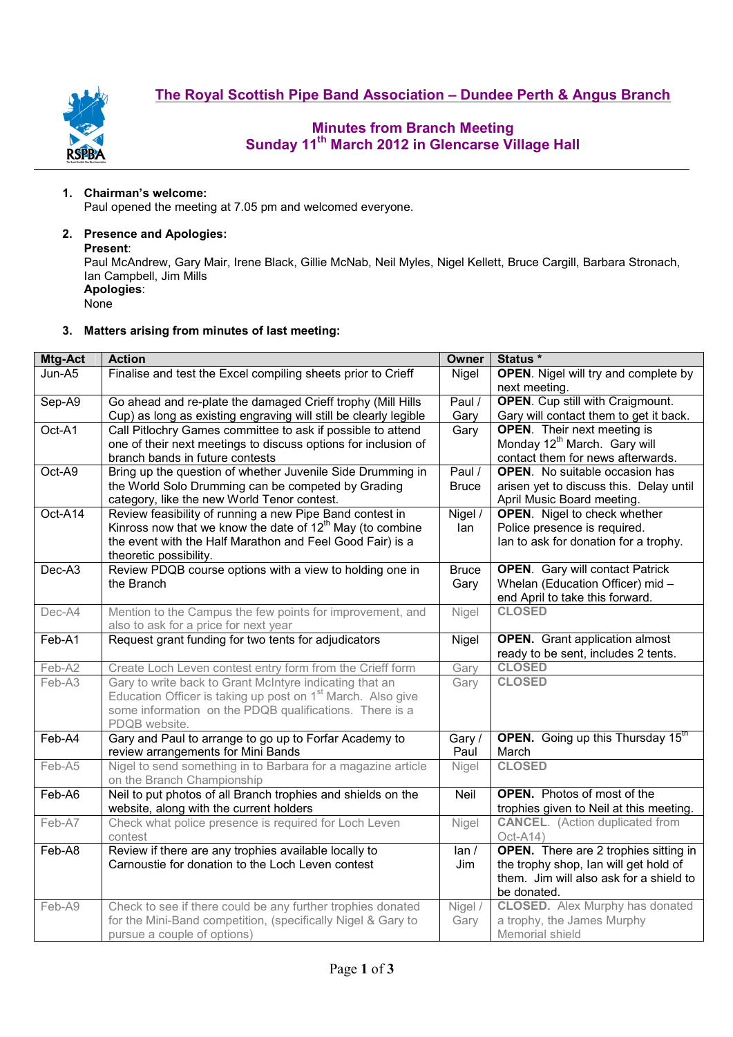# The Royal Scottish Pipe Band Association – Dundee Perth & Angus Branch

## Minutes from Branch Meeting
## Sunday 11th March 2012 in Glencarse Village Hall

1. **Chairman's welcome:**
   Paul opened the meeting at 7.05 pm and welcomed everyone.

2. **Presence and Apologies:**
   **Present**:
   Paul McAndrew, Gary Mair, Irene Black, Gillie McNab, Neil Myles, Nigel Kellett, Bruce Cargill, Barbara Stronach, Ian Campbell, Jim Mills
   **Apologies**:
   None

3. **Matters arising from minutes of last meeting:**

| Mtg-Act | Action | Owner | Status * |
|---|---|---|---|
| Jun-A5 | Finalise and test the Excel compiling sheets prior to Crieff | Nigel | **OPEN**. Nigel will try and complete by next meeting. |
| Sep-A9 | Go ahead and re-plate the damaged Crieff trophy (Mill Hills Cup) as long as existing engraving will still be clearly legible | Paul / Gary | **OPEN**. Cup still with Craigmount. Gary will contact them to get it back. |
| Oct-A1 | Call Pitlochry Games committee to ask if possible to attend one of their next meetings to discuss options for inclusion of branch bands in future contests | Gary | **OPEN**. Their next meeting is Monday 12th March. Gary will contact them for news afterwards. |
| Oct-A9 | Bring up the question of whether Juvenile Side Drumming in the World Solo Drumming can be competed by Grading category, like the new World Tenor contest. | Paul / Bruce | **OPEN**. No suitable occasion has arisen yet to discuss this. Delay until April Music Board meeting. |
| Oct-A14 | Review feasibility of running a new Pipe Band contest in Kinross now that we know the date of 12th May (to combine the event with the Half Marathon and Feel Good Fair) is a theoretic possibility. | Nigel / Ian | **OPEN**. Nigel to check whether Police presence is required. Ian to ask for donation for a trophy. |
| Dec-A3 | Review PDQB course options with a view to holding one in the Branch | Bruce Gary | **OPEN**. Gary will contact Patrick Whelan (Education Officer) mid – end April to take this forward. |
| Dec-A4 | Mention to the Campus the few points for improvement, and also to ask for a price for next year | Nigel | **CLOSED** |
| Feb-A1 | Request grant funding for two tents for adjudicators | Nigel | **OPEN**. Grant application almost ready to be sent, includes 2 tents. |
| Feb-A2 | Create Loch Leven contest entry form from the Crieff form | Gary | **CLOSED** |
| Feb-A3 | Gary to write back to Grant McIntyre indicating that an Education Officer is taking up post on 1st March. Also give some information on the PDQB qualifications. There is a PDQB website. | Gary | **CLOSED** |
| Feb-A4 | Gary and Paul to arrange to go up to Forfar Academy to review arrangements for Mini Bands | Gary / Paul | **OPEN**. Going up this Thursday 15th March |
| Feb-A5 | Nigel to send something in to Barbara for a magazine article on the Branch Championship | Nigel | **CLOSED** |
| Feb-A6 | Neil to put photos of all Branch trophies and shields on the website, along with the current holders | Neil | **OPEN**. Photos of most of the trophies given to Neil at this meeting. |
| Feb-A7 | Check what police presence is required for Loch Leven contest | Nigel | **CANCEL**. (Action duplicated from Oct-A14) |
| Feb-A8 | Review if there are any trophies available locally to Carnoustie for donation to the Loch Leven contest | Ian / Jim | **OPEN**. There are 2 trophies sitting in the trophy shop, Ian will get hold of them. Jim will also ask for a shield to be donated. |
| Feb-A9 | Check to see if there could be any further trophies donated for the Mini-Band competition, (specifically Nigel & Gary to pursue a couple of options) | Nigel / Gary | **CLOSED.** Alex Murphy has donated a trophy, the James Murphy Memorial shield |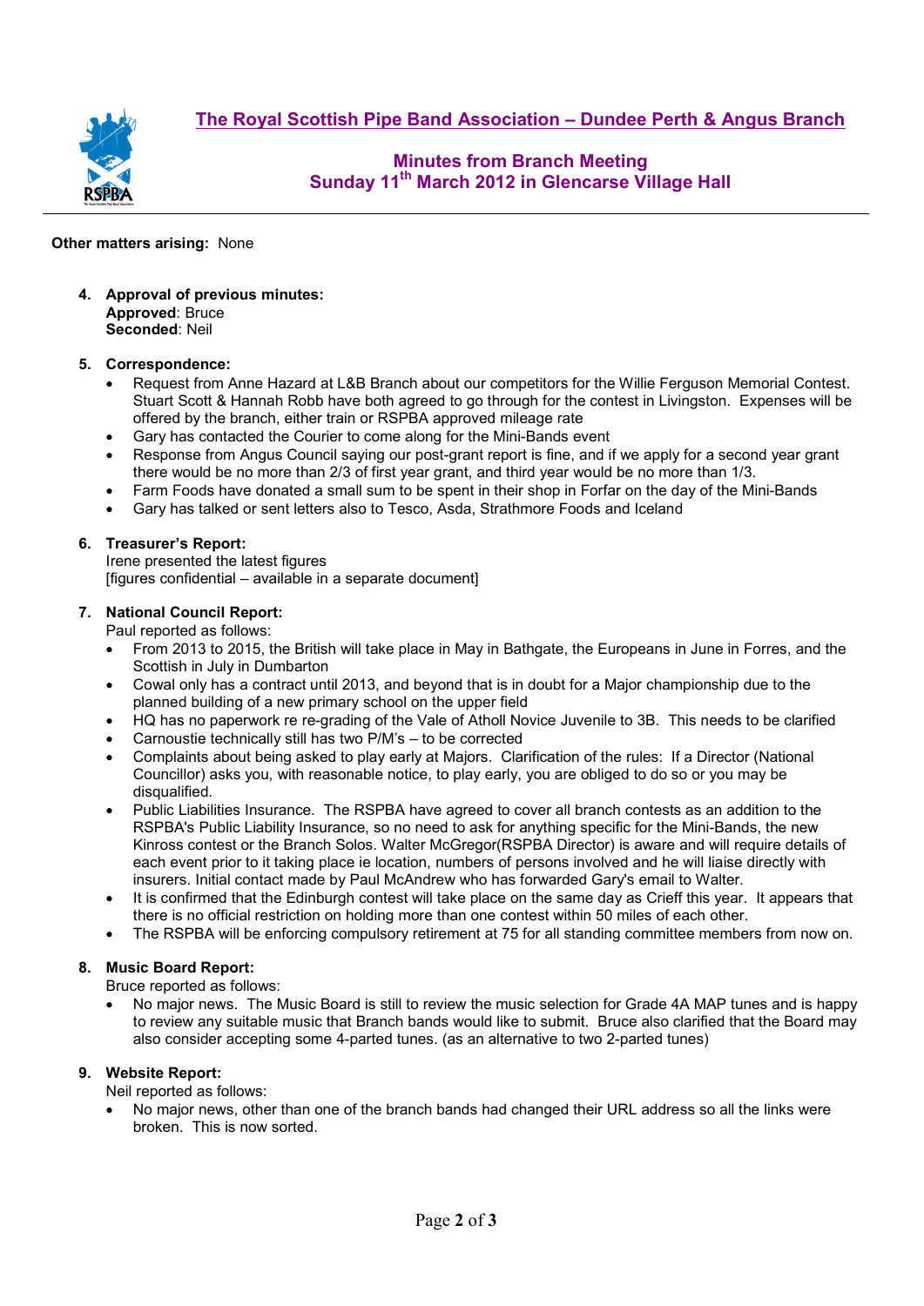**Other matters arising:** None

4. **Approval of previous minutes:**
   **Approved**: Bruce
   **Seconded**: Neil

5. **Correspondence:**
   - Request from Anne Hazard at L&B Branch about our competitors for the Willie Ferguson Memorial Contest. Stuart Scott & Hannah Robb have both agreed to go through for the contest in Livingston. Expenses will be offered by the branch, either train or RSPBA approved mileage rate
   - Gary has contacted the Courier to come along for the Mini-Bands event
   - Response from Angus Council saying our post-grant report is fine, and if we apply for a second year grant there would be no more than 2/3 of first year grant, and third year would be no more than 1/3.
   - Farm Foods have donated a small sum to be spent in their shop in Forfar on the day of the Mini-Bands
   - Gary has talked or sent letters also to Tesco, Asda, Strathmore Foods and Iceland

6. **Treasurer's Report:**
   Irene presented the latest figures
   [figures confidential – available in a separate document]

7. **National Council Report:**
   Paul reported as follows:
   - From 2013 to 2015, the British will take place in May in Bathgate, the Europeans in June in Forres, and the Scottish in July in Dumbarton
   - Cowal only has a contract until 2013, and beyond that is in doubt for a Major championship due to the planned building of a new primary school on the upper field
   - HQ has no paperwork re re-grading of the Vale of Atholl Novice Juvenile to 3B. This needs to be clarified
   - Carnoustie technically still has two P/M's – to be corrected
   - Complaints about being asked to play early at Majors. Clarification of the rules: If a Director (National Councillor) asks you, with reasonable notice, to play early, you are obliged to do so or you may be disqualified.
   - Public Liabilities Insurance. The RSPBA have agreed to cover all branch contests as an addition to the RSPBA's Public Liability Insurance, so no need to ask for anything specific for the Mini-Bands, the new Kinross contest or the Branch Solos. Walter McGregor(RSPBA Director) is aware and will require details of each event prior to it taking place ie location, numbers of persons involved and he will liaise directly with insurers. Initial contact made by Paul McAndrew who has forwarded Gary's email to Walter.
   - It is confirmed that the Edinburgh contest will take place on the same day as Crieff this year. It appears that there is no official restriction on holding more than one contest within 50 miles of each other.
   - The RSPBA will be enforcing compulsory retirement at 75 for all standing committee members from now on.

8. **Music Board Report:**
   Bruce reported as follows:
   - No major news. The Music Board is still to review the music selection for Grade 4A MAP tunes and is happy to review any suitable music that Branch bands would like to submit. Bruce also clarified that the Board may also consider accepting some 4-parted tunes. (as an alternative to two 2-parted tunes)

9. **Website Report:**
   Neil reported as follows:
   - No major news, other than one of the branch bands had changed their URL address so all the links were broken. This is now sorted.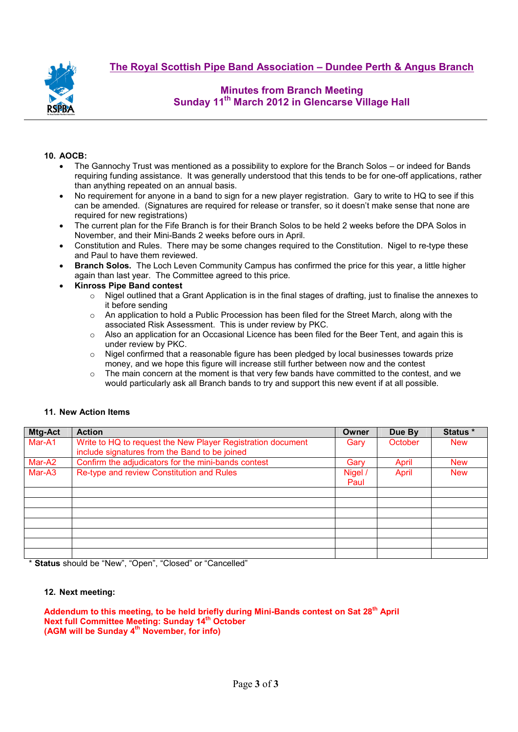# The Royal Scottish Pipe Band Association – Dundee Perth & Angus Branch

## Minutes from Branch Meeting
## Sunday 11th March 2012 in Glencarse Village Hall

**10. AOCB:**

- The Gannochy Trust was mentioned as a possibility to explore for the Branch Solos – or indeed for Bands requiring funding assistance. It was generally understood that this tends to be for one-off applications, rather than anything repeated on an annual basis.
- No requirement for anyone in a band to sign for a new player registration. Gary to write to HQ to see if this can be amended. (Signatures are required for release or transfer, so it doesn't make sense that none are required for new registrations)
- The current plan for the Fife Branch is for their Branch Solos to be held 2 weeks before the DPA Solos in November, and their Mini-Bands 2 weeks before ours in April.
- Constitution and Rules. There may be some changes required to the Constitution. Nigel to re-type these and Paul to have them reviewed.
- **Branch Solos.** The Loch Leven Community Campus has confirmed the price for this year, a little higher again than last year. The Committee agreed to this price.
- **Kinross Pipe Band contest**
  - Nigel outlined that a Grant Application is in the final stages of drafting, just to finalise the annexes to it before sending
  - An application to hold a Public Procession has been filed for the Street March, along with the associated Risk Assessment. This is under review by PKC.
  - Also an application for an Occasional Licence has been filed for the Beer Tent, and again this is under review by PKC.
  - Nigel confirmed that a reasonable figure has been pledged by local businesses towards prize money, and we hope this figure will increase still further between now and the contest
  - The main concern at the moment is that very few bands have committed to the contest, and we would particularly ask all Branch bands to try and support this new event if at all possible.

**11. New Action Items**

| Mtg-Act | Action | Owner | Due By | Status * |
|---|---|---|---|---|
| Mar-A1 | Write to HQ to request the New Player Registration document include signatures from the Band to be joined | Gary | October | New |
| Mar-A2 | Confirm the adjudicators for the mini-bands contest | Gary | April | New |
| Mar-A3 | Re-type and review Constitution and Rules | Nigel / Paul | April | New |
| | | | | |
| | | | | |
| | | | | |
| | | | | |
| | | | | |
| | | | | |
| | | | | |

\* **Status** should be "New", "Open", "Closed" or "Cancelled"

**12. Next meeting:**

**Addendum to this meeting, to be held briefly during Mini-Bands contest on Sat 28th April**
**Next full Committee Meeting: Sunday 14th October**
**(AGM will be Sunday 4th November, for info)**